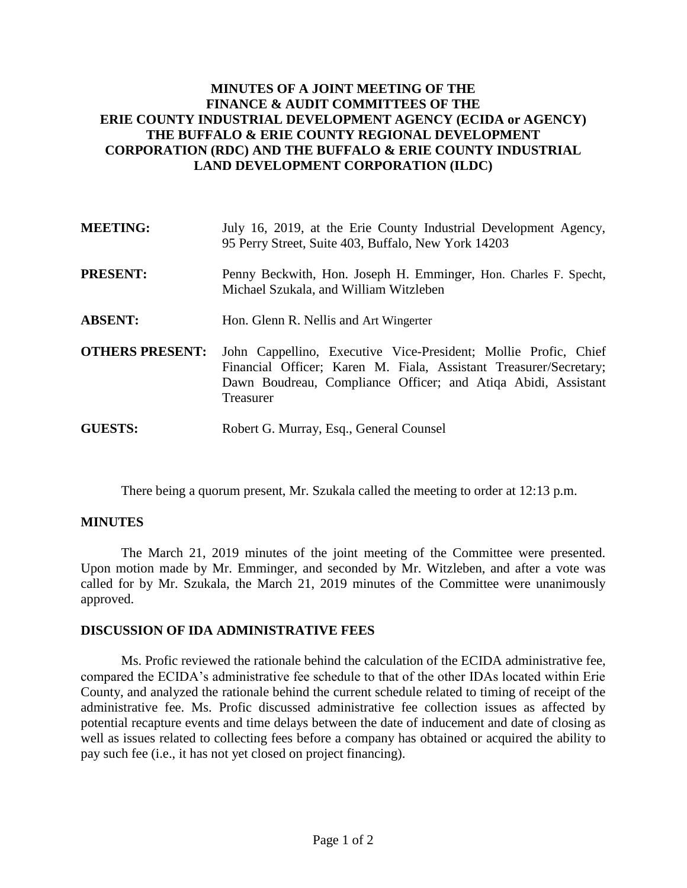**MINUTES OF A JOINT MEETING OF THE FINANCE & AUDIT COMMITTEES OF THE ERIE COUNTY INDUSTRIAL DEVELOPMENT AGENCY (ECIDA or AGENCY) THE BUFFALO & ERIE COUNTY REGIONAL DEVELOPMENT CORPORATION (RDC) AND THE BUFFALO & ERIE COUNTY INDUSTRIAL LAND DEVELOPMENT CORPORATION (ILDC)**

**MEETING:** July 16, 2019, at the Erie County Industrial Development Agency, 95 Perry Street, Suite 403, Buffalo, New York 14203

**PRESENT:** Penny Beckwith, Hon. Joseph H. Emminger, Hon. Charles F. Specht, Michael Szukala, and William Witzleben

**ABSENT:** Hon. Glenn R. Nellis and Art Wingerter

**OTHERS PRESENT:** John Cappellino, Executive Vice-President; Mollie Profic, Chief Financial Officer; Karen M. Fiala, Assistant Treasurer/Secretary; Dawn Boudreau, Compliance Officer; and Atiqa Abidi, Assistant Treasurer

**GUESTS:** Robert G. Murray, Esq., General Counsel

There being a quorum present, Mr. Szukala called the meeting to order at 12:13 p.m.

## MINUTES

The March 21, 2019 minutes of the joint meeting of the Committee were presented. Upon motion made by Mr. Emminger, and seconded by Mr. Witzleben, and after a vote was called for by Mr. Szukala, the March 21, 2019 minutes of the Committee were unanimously approved.

## DISCUSSION OF IDA ADMINISTRATIVE FEES

Ms. Profic reviewed the rationale behind the calculation of the ECIDA administrative fee, compared the ECIDA's administrative fee schedule to that of the other IDAs located within Erie County, and analyzed the rationale behind the current schedule related to timing of receipt of the administrative fee. Ms. Profic discussed administrative fee collection issues as affected by potential recapture events and time delays between the date of inducement and date of closing as well as issues related to collecting fees before a company has obtained or acquired the ability to pay such fee (i.e., it has not yet closed on project financing).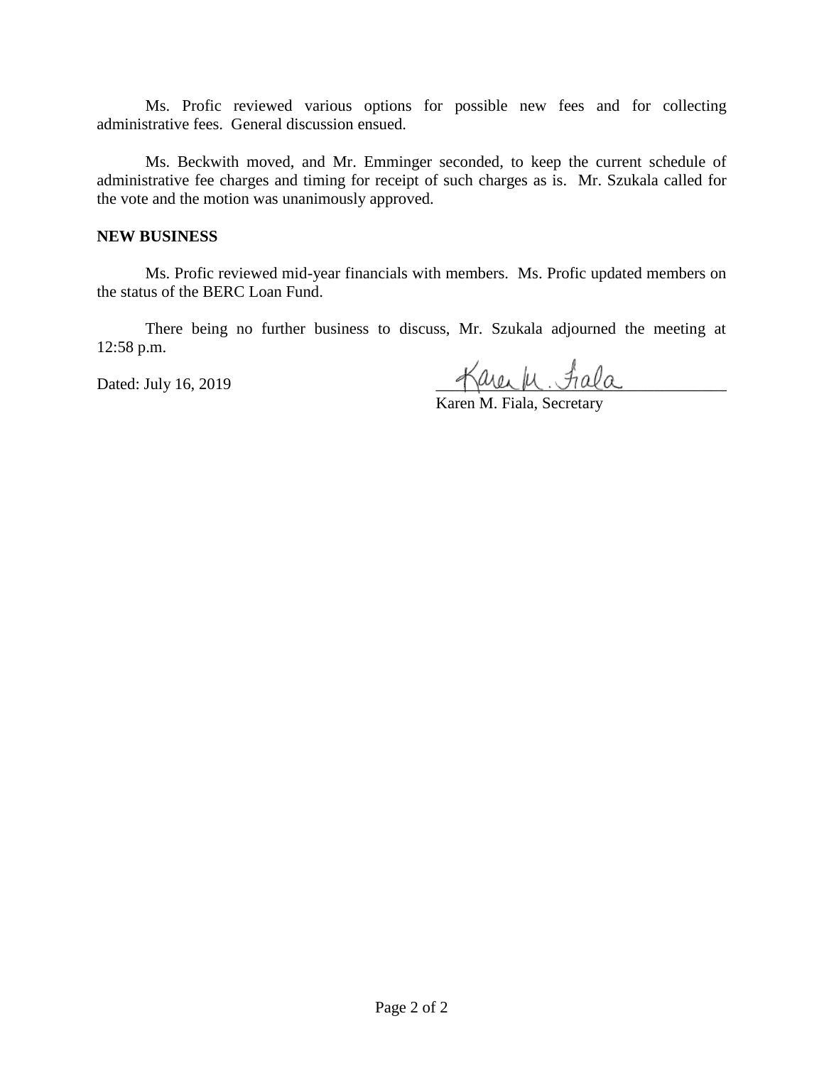Ms. Profic reviewed various options for possible new fees and for collecting administrative fees. General discussion ensued.

Ms. Beckwith moved, and Mr. Emminger seconded, to keep the current schedule of administrative fee charges and timing for receipt of such charges as is. Mr. Szukala called for the vote and the motion was unanimously approved.

**NEW BUSINESS**

Ms. Profic reviewed mid-year financials with members. Ms. Profic updated members on the status of the BERC Loan Fund.

There being no further business to discuss, Mr. Szukala adjourned the meeting at 12:58 p.m.

Dated: July 16, 2019

Karen M. Fiala

Karen M. Fiala, Secretary